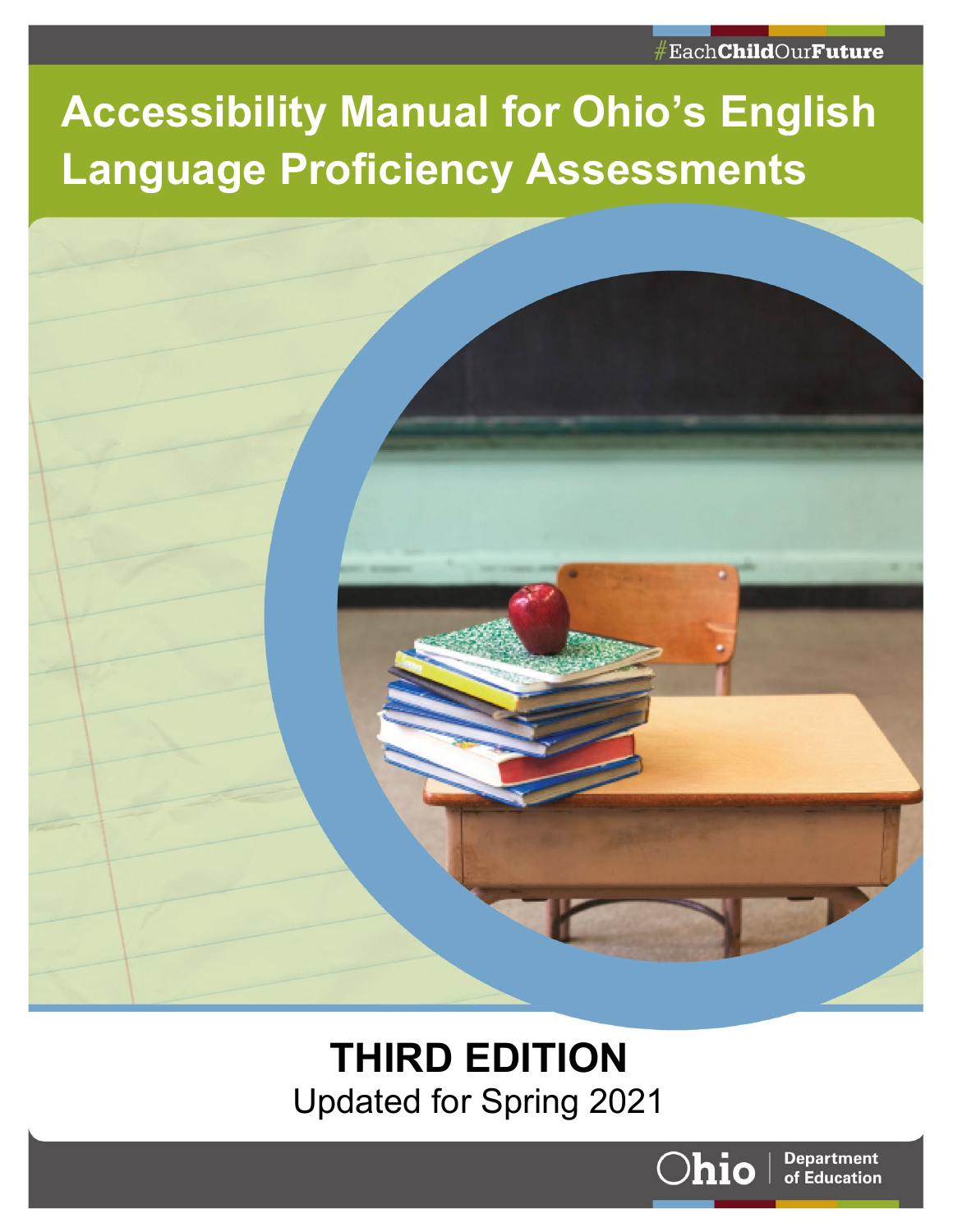#EachChildOurFuture

# Accessibility Manual for Ohio's English Language Proficiency Assessments

**THIRD EDITION**

Updated for Spring 2021

Ohio Department of Education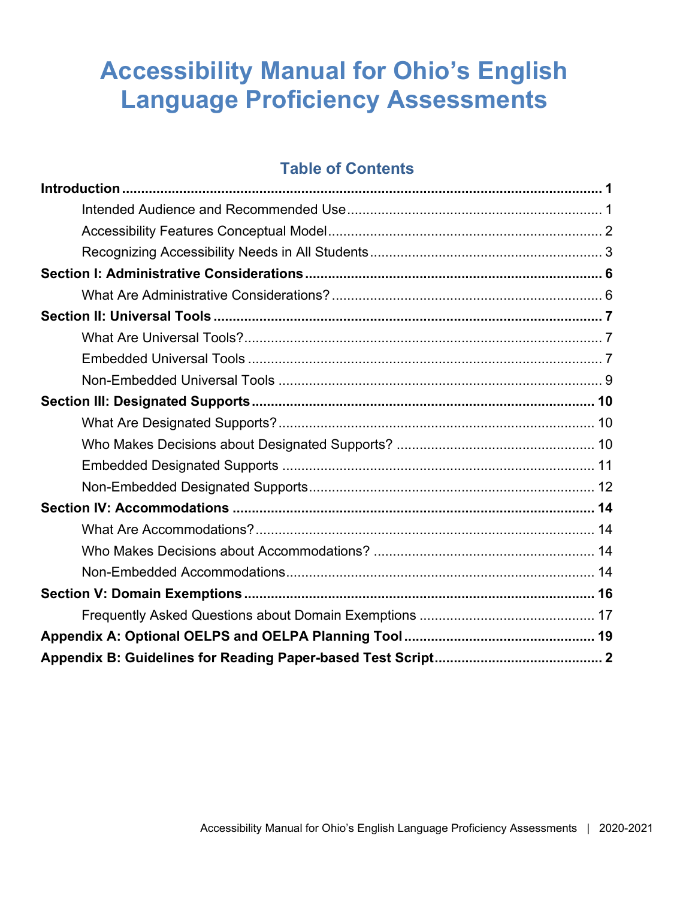# Accessibility Manual for Ohio's English Language Proficiency Assessments

## Table of Contents

**Introduction** .... **1**

- Intended Audience and Recommended Use .... 1
- Accessibility Features Conceptual Model .... 2
- Recognizing Accessibility Needs in All Students .... 3

**Section I: Administrative Considerations** .... **6**

- What Are Administrative Considerations? .... 6

**Section II: Universal Tools** .... **7**

- What Are Universal Tools? .... 7
- Embedded Universal Tools .... 7
- Non-Embedded Universal Tools .... 9

**Section III: Designated Supports** .... **10**

- What Are Designated Supports? .... 10
- Who Makes Decisions about Designated Supports? .... 10
- Embedded Designated Supports .... 11
- Non-Embedded Designated Supports .... 12

**Section IV: Accommodations** .... **14**

- What Are Accommodations? .... 14
- Who Makes Decisions about Accommodations? .... 14
- Non-Embedded Accommodations .... 14

**Section V: Domain Exemptions** .... **16**

- Frequently Asked Questions about Domain Exemptions .... 17

**Appendix A: Optional OELPS and OELPA Planning Tool** .... **19**

**Appendix B: Guidelines for Reading Paper-based Test Script** .... **2**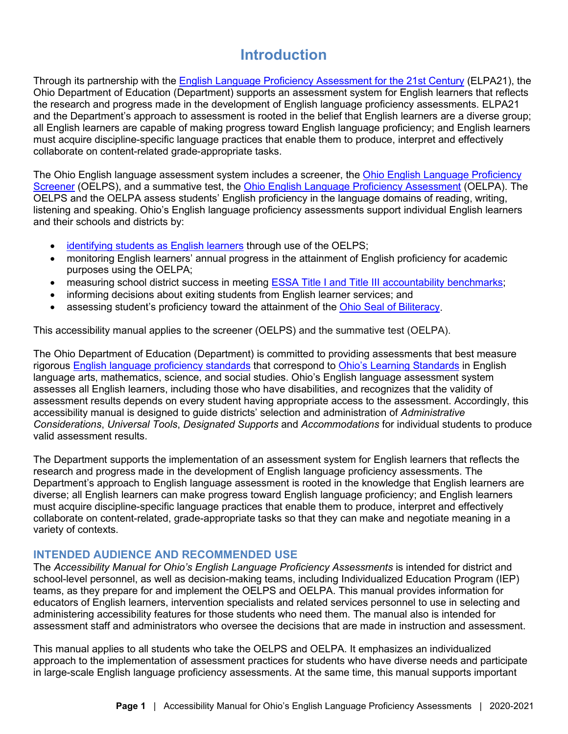# Introduction

Through its partnership with the English Language Proficiency Assessment for the 21st Century (ELPA21), the Ohio Department of Education (Department) supports an assessment system for English learners that reflects the research and progress made in the development of English language proficiency assessments. ELPA21 and the Department's approach to assessment is rooted in the belief that English learners are a diverse group; all English learners are capable of making progress toward English language proficiency; and English learners must acquire discipline-specific language practices that enable them to produce, interpret and effectively collaborate on content-related grade-appropriate tasks.

The Ohio English language assessment system includes a screener, the Ohio English Language Proficiency Screener (OELPS), and a summative test, the Ohio English Language Proficiency Assessment (OELPA). The OELPS and the OELPA assess students' English proficiency in the language domains of reading, writing, listening and speaking. Ohio's English language proficiency assessments support individual English learners and their schools and districts by:

- identifying students as English learners through use of the OELPS;
- monitoring English learners' annual progress in the attainment of English proficiency for academic purposes using the OELPA;
- measuring school district success in meeting ESSA Title I and Title III accountability benchmarks;
- informing decisions about exiting students from English learner services; and
- assessing student's proficiency toward the attainment of the Ohio Seal of Biliteracy.

This accessibility manual applies to the screener (OELPS) and the summative test (OELPA).

The Ohio Department of Education (Department) is committed to providing assessments that best measure rigorous English language proficiency standards that correspond to Ohio's Learning Standards in English language arts, mathematics, science, and social studies. Ohio's English language assessment system assesses all English learners, including those who have disabilities, and recognizes that the validity of assessment results depends on every student having appropriate access to the assessment. Accordingly, this accessibility manual is designed to guide districts' selection and administration of *Administrative Considerations*, *Universal Tools*, *Designated Supports* and *Accommodations* for individual students to produce valid assessment results.

The Department supports the implementation of an assessment system for English learners that reflects the research and progress made in the development of English language proficiency assessments. The Department's approach to English language assessment is rooted in the knowledge that English learners are diverse; all English learners can make progress toward English language proficiency; and English learners must acquire discipline-specific language practices that enable them to produce, interpret and effectively collaborate on content-related, grade-appropriate tasks so that they can make and negotiate meaning in a variety of contexts.

## INTENDED AUDIENCE AND RECOMMENDED USE

The *Accessibility Manual for Ohio's English Language Proficiency Assessments* is intended for district and school-level personnel, as well as decision-making teams, including Individualized Education Program (IEP) teams, as they prepare for and implement the OELPS and OELPA. This manual provides information for educators of English learners, intervention specialists and related services personnel to use in selecting and administering accessibility features for those students who need them. The manual also is intended for assessment staff and administrators who oversee the decisions that are made in instruction and assessment.

This manual applies to all students who take the OELPS and OELPA. It emphasizes an individualized approach to the implementation of assessment practices for students who have diverse needs and participate in large-scale English language proficiency assessments. At the same time, this manual supports important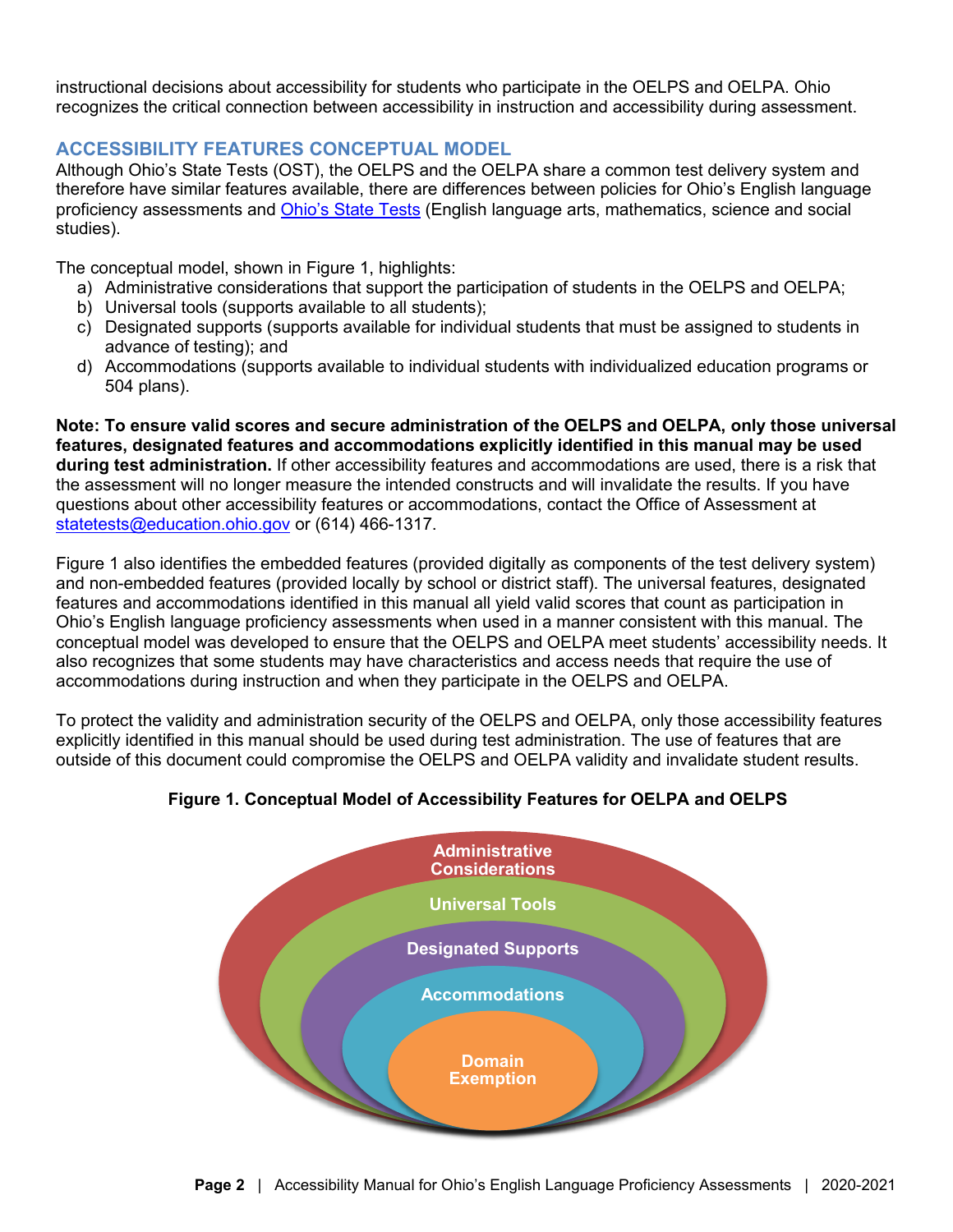instructional decisions about accessibility for students who participate in the OELPS and OELPA. Ohio recognizes the critical connection between accessibility in instruction and accessibility during assessment.

## ACCESSIBILITY FEATURES CONCEPTUAL MODEL

Although Ohio's State Tests (OST), the OELPS and the OELPA share a common test delivery system and therefore have similar features available, there are differences between policies for Ohio's English language proficiency assessments and Ohio's State Tests (English language arts, mathematics, science and social studies).

The conceptual model, shown in Figure 1, highlights:

a) Administrative considerations that support the participation of students in the OELPS and OELPA;
b) Universal tools (supports available to all students);
c) Designated supports (supports available for individual students that must be assigned to students in advance of testing); and
d) Accommodations (supports available to individual students with individualized education programs or 504 plans).

**Note: To ensure valid scores and secure administration of the OELPS and OELPA, only those universal features, designated features and accommodations explicitly identified in this manual may be used during test administration.** If other accessibility features and accommodations are used, there is a risk that the assessment will no longer measure the intended constructs and will invalidate the results. If you have questions about other accessibility features or accommodations, contact the Office of Assessment at statetests@education.ohio.gov or (614) 466-1317.

Figure 1 also identifies the embedded features (provided digitally as components of the test delivery system) and non-embedded features (provided locally by school or district staff). The universal features, designated features and accommodations identified in this manual all yield valid scores that count as participation in Ohio's English language proficiency assessments when used in a manner consistent with this manual. The conceptual model was developed to ensure that the OELPS and OELPA meet students' accessibility needs. It also recognizes that some students may have characteristics and access needs that require the use of accommodations during instruction and when they participate in the OELPS and OELPA.

To protect the validity and administration security of the OELPS and OELPA, only those accessibility features explicitly identified in this manual should be used during test administration. The use of features that are outside of this document could compromise the OELPS and OELPA validity and invalidate student results.

**Figure 1. Conceptual Model of Accessibility Features for OELPA and OELPS**

Administrative Considerations

Universal Tools

Designated Supports

Accommodations

Domain Exemption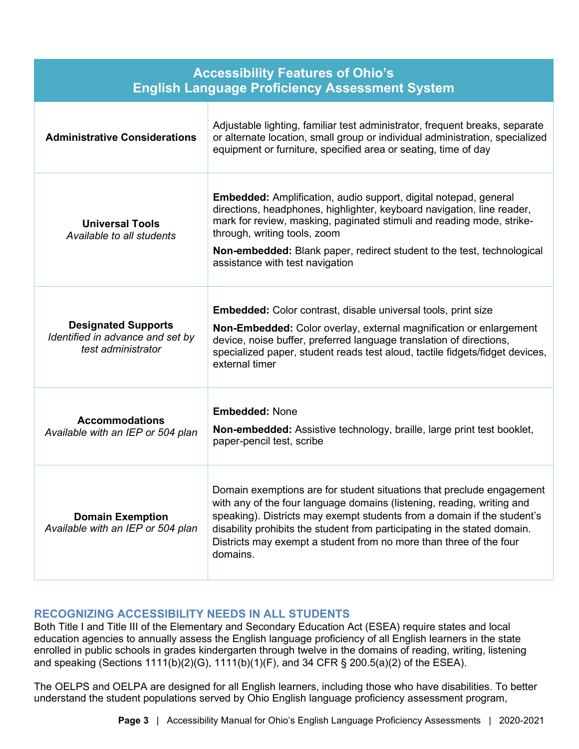| Accessibility Features of Ohio's English Language Proficiency Assessment System | |
|---|---|
| **Administrative Considerations** | Adjustable lighting, familiar test administrator, frequent breaks, separate or alternate location, small group or individual administration, specialized equipment or furniture, specified area or seating, time of day |
| **Universal Tools** *Available to all students* | **Embedded:** Amplification, audio support, digital notepad, general directions, headphones, highlighter, keyboard navigation, line reader, mark for review, masking, paginated stimuli and reading mode, strike-through, writing tools, zoom **Non-embedded:** Blank paper, redirect student to the test, technological assistance with test navigation |
| **Designated Supports** *Identified in advance and set by test administrator* | **Embedded:** Color contrast, disable universal tools, print size **Non-Embedded:** Color overlay, external magnification or enlargement device, noise buffer, preferred language translation of directions, specialized paper, student reads test aloud, tactile fidgets/fidget devices, external timer |
| **Accommodations** *Available with an IEP or 504 plan* | **Embedded:** None **Non-embedded:** Assistive technology, braille, large print test booklet, paper-pencil test, scribe |
| **Domain Exemption** *Available with an IEP or 504 plan* | Domain exemptions are for student situations that preclude engagement with any of the four language domains (listening, reading, writing and speaking). Districts may exempt students from a domain if the student's disability prohibits the student from participating in the stated domain. Districts may exempt a student from no more than three of the four domains. |

## RECOGNIZING ACCESSIBILITY NEEDS IN ALL STUDENTS

Both Title I and Title III of the Elementary and Secondary Education Act (ESEA) require states and local education agencies to annually assess the English language proficiency of all English learners in the state enrolled in public schools in grades kindergarten through twelve in the domains of reading, writing, listening and speaking (Sections 1111(b)(2)(G), 1111(b)(1)(F), and 34 CFR § 200.5(a)(2) of the ESEA).

The OELPS and OELPA are designed for all English learners, including those who have disabilities. To better understand the student populations served by Ohio English language proficiency assessment program,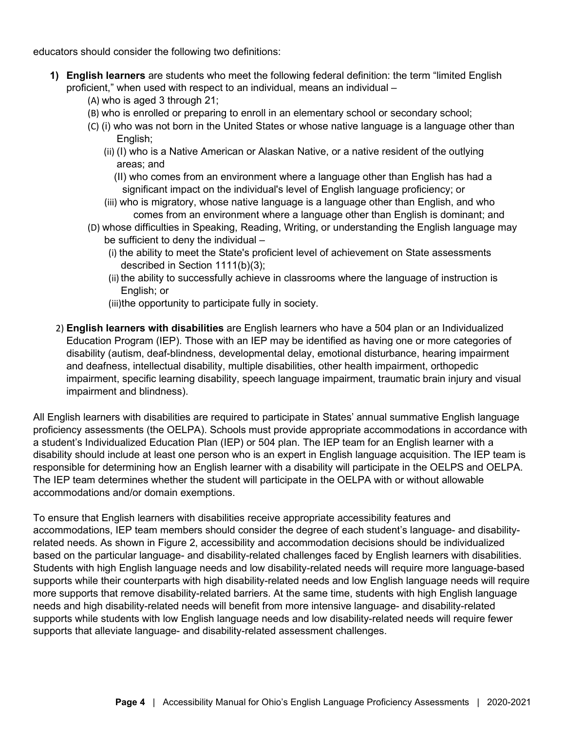educators should consider the following two definitions:

1) **English learners** are students who meet the following federal definition: the term "limited English proficient," when used with respect to an individual, means an individual –
   - (A) who is aged 3 through 21;
   - (B) who is enrolled or preparing to enroll in an elementary school or secondary school;
   - (C) (i) who was not born in the United States or whose native language is a language other than English;
     - (ii) (I) who is a Native American or Alaskan Native, or a native resident of the outlying areas; and
       - (II) who comes from an environment where a language other than English has had a significant impact on the individual's level of English language proficiency; or
     - (iii) who is migratory, whose native language is a language other than English, and who comes from an environment where a language other than English is dominant; and
   - (D) whose difficulties in Speaking, Reading, Writing, or understanding the English language may be sufficient to deny the individual –
     - (i) the ability to meet the State's proficient level of achievement on State assessments described in Section 1111(b)(3);
     - (ii) the ability to successfully achieve in classrooms where the language of instruction is English; or
     - (iii) the opportunity to participate fully in society.

2) **English learners with disabilities** are English learners who have a 504 plan or an Individualized Education Program (IEP). Those with an IEP may be identified as having one or more categories of disability (autism, deaf-blindness, developmental delay, emotional disturbance, hearing impairment and deafness, intellectual disability, multiple disabilities, other health impairment, orthopedic impairment, specific learning disability, speech language impairment, traumatic brain injury and visual impairment and blindness).

All English learners with disabilities are required to participate in States' annual summative English language proficiency assessments (the OELPA). Schools must provide appropriate accommodations in accordance with a student's Individualized Education Plan (IEP) or 504 plan. The IEP team for an English learner with a disability should include at least one person who is an expert in English language acquisition. The IEP team is responsible for determining how an English learner with a disability will participate in the OELPS and OELPA. The IEP team determines whether the student will participate in the OELPA with or without allowable accommodations and/or domain exemptions.

To ensure that English learners with disabilities receive appropriate accessibility features and accommodations, IEP team members should consider the degree of each student's language- and disability-related needs. As shown in Figure 2, accessibility and accommodation decisions should be individualized based on the particular language- and disability-related challenges faced by English learners with disabilities. Students with high English language needs and low disability-related needs will require more language-based supports while their counterparts with high disability-related needs and low English language needs will require more supports that remove disability-related barriers. At the same time, students with high English language needs and high disability-related needs will benefit from more intensive language- and disability-related supports while students with low English language needs and low disability-related needs will require fewer supports that alleviate language- and disability-related assessment challenges.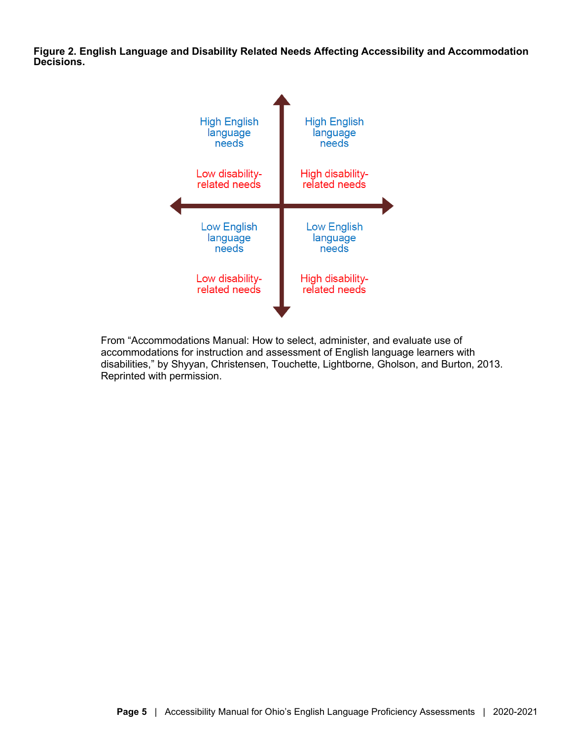**Figure 2. English Language and Disability Related Needs Affecting Accessibility and Accommodation Decisions.**

| | |
|---|---|
| High English language needs<br><br>Low disability-related needs | High English language needs<br><br>High disability-related needs |
| Low English language needs<br><br>Low disability-related needs | Low English language needs<br><br>High disability-related needs |

From "Accommodations Manual: How to select, administer, and evaluate use of accommodations for instruction and assessment of English language learners with disabilities," by Shyyan, Christensen, Touchette, Lightborne, Gholson, and Burton, 2013. Reprinted with permission.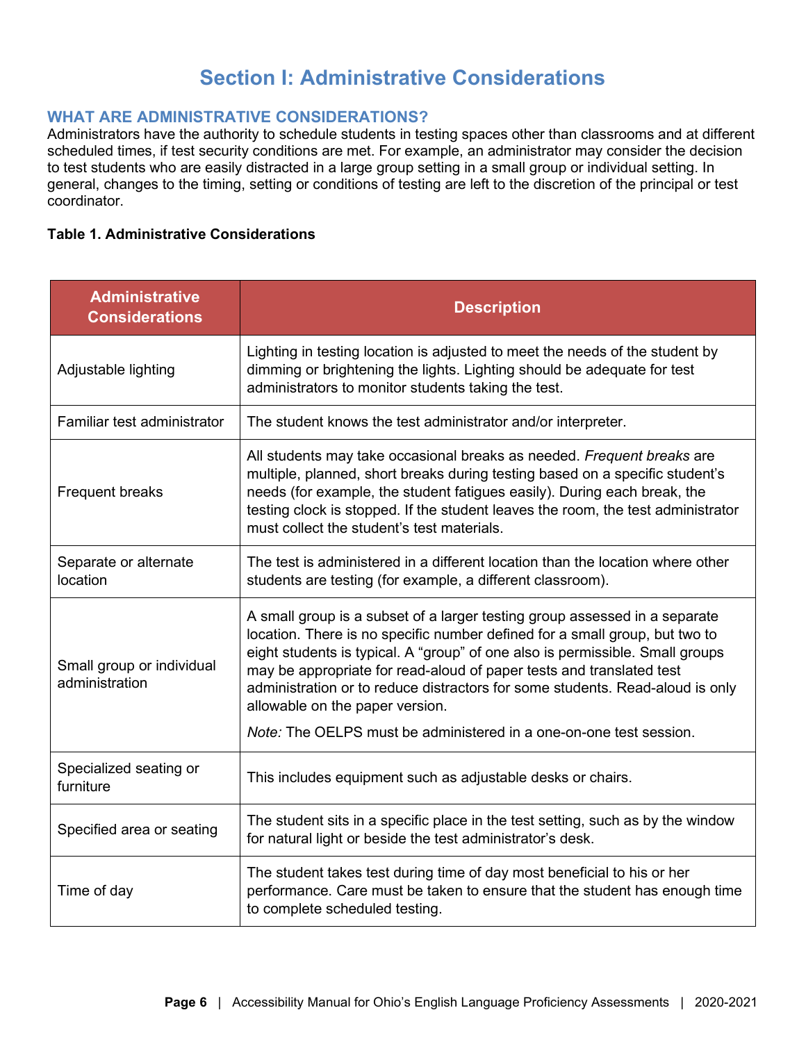# Section I: Administrative Considerations

## WHAT ARE ADMINISTRATIVE CONSIDERATIONS?

Administrators have the authority to schedule students in testing spaces other than classrooms and at different scheduled times, if test security conditions are met. For example, an administrator may consider the decision to test students who are easily distracted in a large group setting in a small group or individual setting. In general, changes to the timing, setting or conditions of testing are left to the discretion of the principal or test coordinator.

**Table 1. Administrative Considerations**

| Administrative Considerations | Description |
| --- | --- |
| Adjustable lighting | Lighting in testing location is adjusted to meet the needs of the student by dimming or brightening the lights. Lighting should be adequate for test administrators to monitor students taking the test. |
| Familiar test administrator | The student knows the test administrator and/or interpreter. |
| Frequent breaks | All students may take occasional breaks as needed. *Frequent breaks* are multiple, planned, short breaks during testing based on a specific student's needs (for example, the student fatigues easily). During each break, the testing clock is stopped. If the student leaves the room, the test administrator must collect the student's test materials. |
| Separate or alternate location | The test is administered in a different location than the location where other students are testing (for example, a different classroom). |
| Small group or individual administration | A small group is a subset of a larger testing group assessed in a separate location. There is no specific number defined for a small group, but two to eight students is typical. A "group" of one also is permissible. Small groups may be appropriate for read-aloud of paper tests and translated test administration or to reduce distractors for some students. Read-aloud is only allowable on the paper version. *Note:* The OELPS must be administered in a one-on-one test session. |
| Specialized seating or furniture | This includes equipment such as adjustable desks or chairs. |
| Specified area or seating | The student sits in a specific place in the test setting, such as by the window for natural light or beside the test administrator's desk. |
| Time of day | The student takes test during time of day most beneficial to his or her performance. Care must be taken to ensure that the student has enough time to complete scheduled testing. |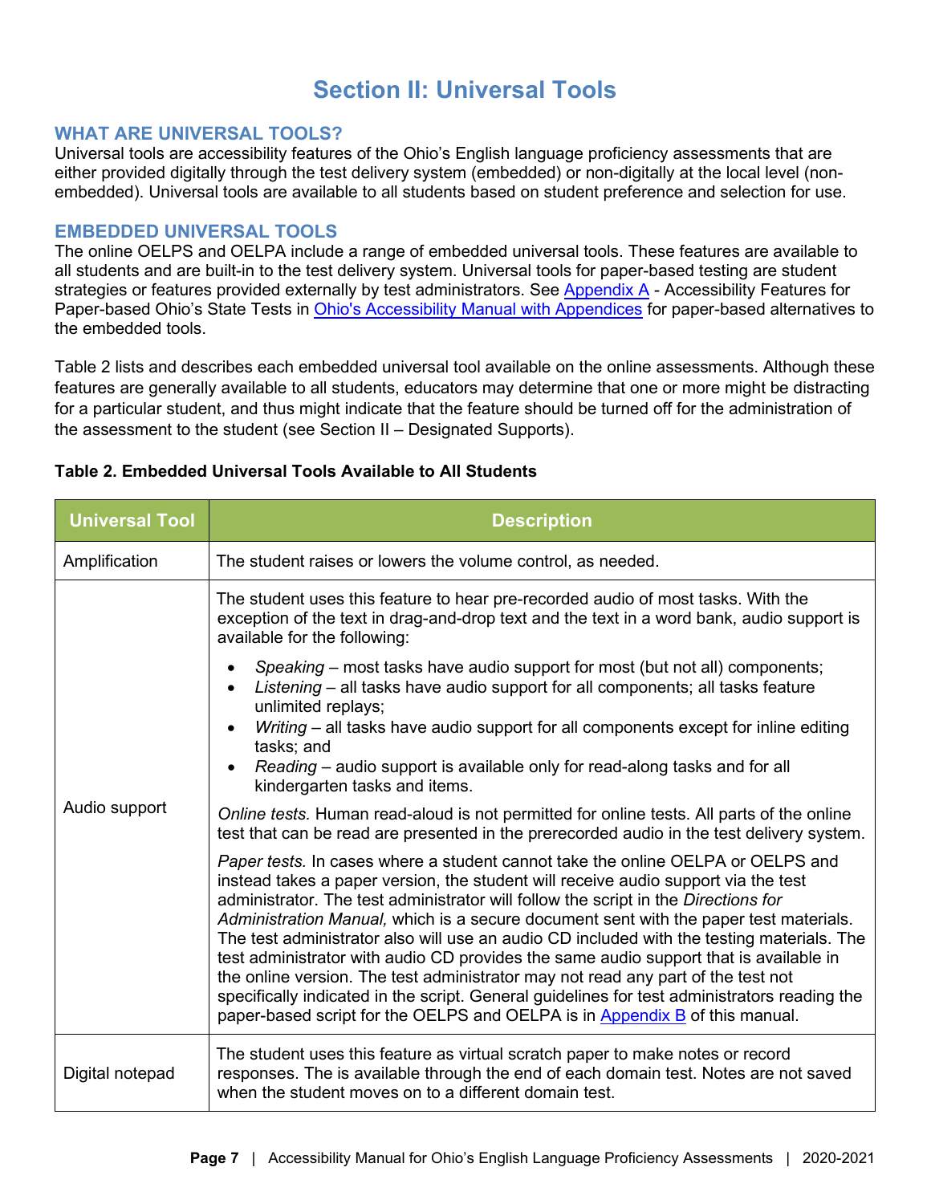# Section II: Universal Tools

## WHAT ARE UNIVERSAL TOOLS?

Universal tools are accessibility features of the Ohio's English language proficiency assessments that are either provided digitally through the test delivery system (embedded) or non-digitally at the local level (non-embedded). Universal tools are available to all students based on student preference and selection for use.

## EMBEDDED UNIVERSAL TOOLS

The online OELPS and OELPA include a range of embedded universal tools. These features are available to all students and are built-in to the test delivery system. Universal tools for paper-based testing are student strategies or features provided externally by test administrators. See Appendix A - Accessibility Features for Paper-based Ohio's State Tests in Ohio's Accessibility Manual with Appendices for paper-based alternatives to the embedded tools.

Table 2 lists and describes each embedded universal tool available on the online assessments. Although these features are generally available to all students, educators may determine that one or more might be distracting for a particular student, and thus might indicate that the feature should be turned off for the administration of the assessment to the student (see Section II – Designated Supports).

**Table 2. Embedded Universal Tools Available to All Students**

| Universal Tool | Description |
|---|---|
| Amplification | The student raises or lowers the volume control, as needed. |
| Audio support | The student uses this feature to hear pre-recorded audio of most tasks. With the exception of the text in drag-and-drop text and the text in a word bank, audio support is available for the following:<br>• *Speaking* – most tasks have audio support for most (but not all) components;<br>• *Listening* – all tasks have audio support for all components; all tasks feature unlimited replays;<br>• *Writing* – all tasks have audio support for all components except for inline editing tasks; and<br>• *Reading* – audio support is available only for read-along tasks and for all kindergarten tasks and items.<br>*Online tests.* Human read-aloud is not permitted for online tests. All parts of the online test that can be read are presented in the prerecorded audio in the test delivery system.<br>*Paper tests.* In cases where a student cannot take the online OELPA or OELPS and instead takes a paper version, the student will receive audio support via the test administrator. The test administrator will follow the script in the *Directions for Administration Manual,* which is a secure document sent with the paper test materials. The test administrator also will use an audio CD included with the testing materials. The test administrator with audio CD provides the same audio support that is available in the online version. The test administrator may not read any part of the test not specifically indicated in the script. General guidelines for test administrators reading the paper-based script for the OELPS and OELPA is in Appendix B of this manual. |
| Digital notepad | The student uses this feature as virtual scratch paper to make notes or record responses. The is available through the end of each domain test. Notes are not saved when the student moves on to a different domain test. |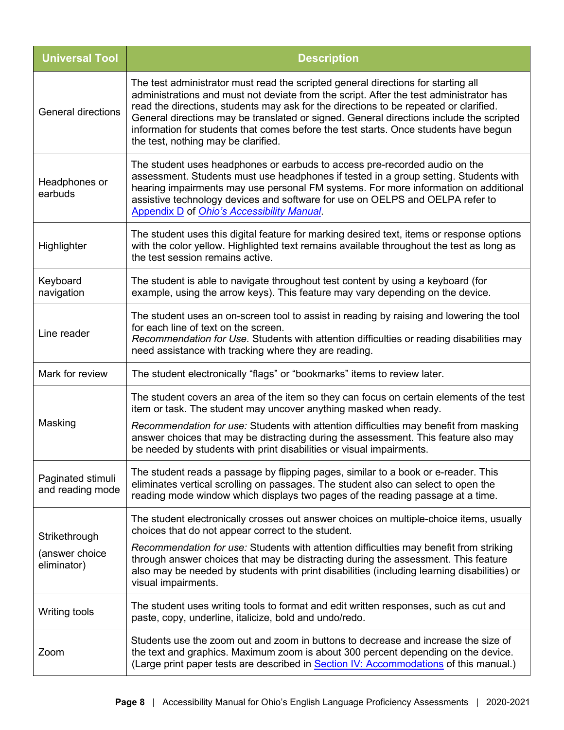| Universal Tool | Description |
|---|---|
| General directions | The test administrator must read the scripted general directions for starting all administrations and must not deviate from the script. After the test administrator has read the directions, students may ask for the directions to be repeated or clarified. General directions may be translated or signed. General directions include the scripted information for students that comes before the test starts. Once students have begun the test, nothing may be clarified. |
| Headphones or earbuds | The student uses headphones or earbuds to access pre-recorded audio on the assessment. Students must use headphones if tested in a group setting. Students with hearing impairments may use personal FM systems. For more information on additional assistive technology devices and software for use on OELPS and OELPA refer to Appendix D of *Ohio's Accessibility Manual*. |
| Highlighter | The student uses this digital feature for marking desired text, items or response options with the color yellow. Highlighted text remains available throughout the test as long as the test session remains active. |
| Keyboard navigation | The student is able to navigate throughout test content by using a keyboard (for example, using the arrow keys). This feature may vary depending on the device. |
| Line reader | The student uses an on-screen tool to assist in reading by raising and lowering the tool for each line of text on the screen. *Recommendation for Use*. Students with attention difficulties or reading disabilities may need assistance with tracking where they are reading. |
| Mark for review | The student electronically "flags" or "bookmarks" items to review later. |
| Masking | The student covers an area of the item so they can focus on certain elements of the test item or task. The student may uncover anything masked when ready. *Recommendation for use:* Students with attention difficulties may benefit from masking answer choices that may be distracting during the assessment. This feature also may be needed by students with print disabilities or visual impairments. |
| Paginated stimuli and reading mode | The student reads a passage by flipping pages, similar to a book or e-reader. This eliminates vertical scrolling on passages. The student also can select to open the reading mode window which displays two pages of the reading passage at a time. |
| Strikethrough (answer choice eliminator) | The student electronically crosses out answer choices on multiple-choice items, usually choices that do not appear correct to the student. *Recommendation for use:* Students with attention difficulties may benefit from striking through answer choices that may be distracting during the assessment. This feature also may be needed by students with print disabilities (including learning disabilities) or visual impairments. |
| Writing tools | The student uses writing tools to format and edit written responses, such as cut and paste, copy, underline, italicize, bold and undo/redo. |
| Zoom | Students use the zoom out and zoom in buttons to decrease and increase the size of the text and graphics. Maximum zoom is about 300 percent depending on the device. (Large print paper tests are described in Section IV: Accommodations of this manual.) |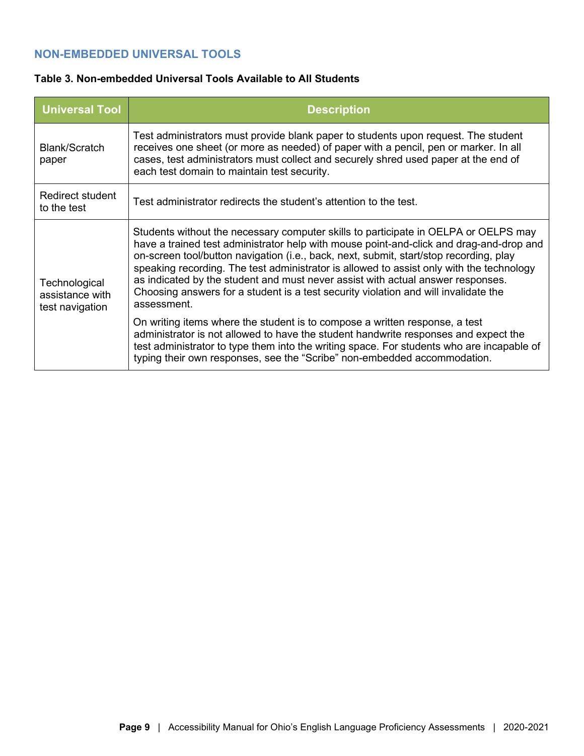## NON-EMBEDDED UNIVERSAL TOOLS

**Table 3. Non-embedded Universal Tools Available to All Students**

| Universal Tool | Description |
|---|---|
| Blank/Scratch paper | Test administrators must provide blank paper to students upon request. The student receives one sheet (or more as needed) of paper with a pencil, pen or marker. In all cases, test administrators must collect and securely shred used paper at the end of each test domain to maintain test security. |
| Redirect student to the test | Test administrator redirects the student's attention to the test. |
| Technological assistance with test navigation | Students without the necessary computer skills to participate in OELPA or OELPS may have a trained test administrator help with mouse point-and-click and drag-and-drop and on-screen tool/button navigation (i.e., back, next, submit, start/stop recording, play speaking recording. The test administrator is allowed to assist only with the technology as indicated by the student and must never assist with actual answer responses. Choosing answers for a student is a test security violation and will invalidate the assessment.<br><br>On writing items where the student is to compose a written response, a test administrator is not allowed to have the student handwrite responses and expect the test administrator to type them into the writing space. For students who are incapable of typing their own responses, see the "Scribe" non-embedded accommodation. |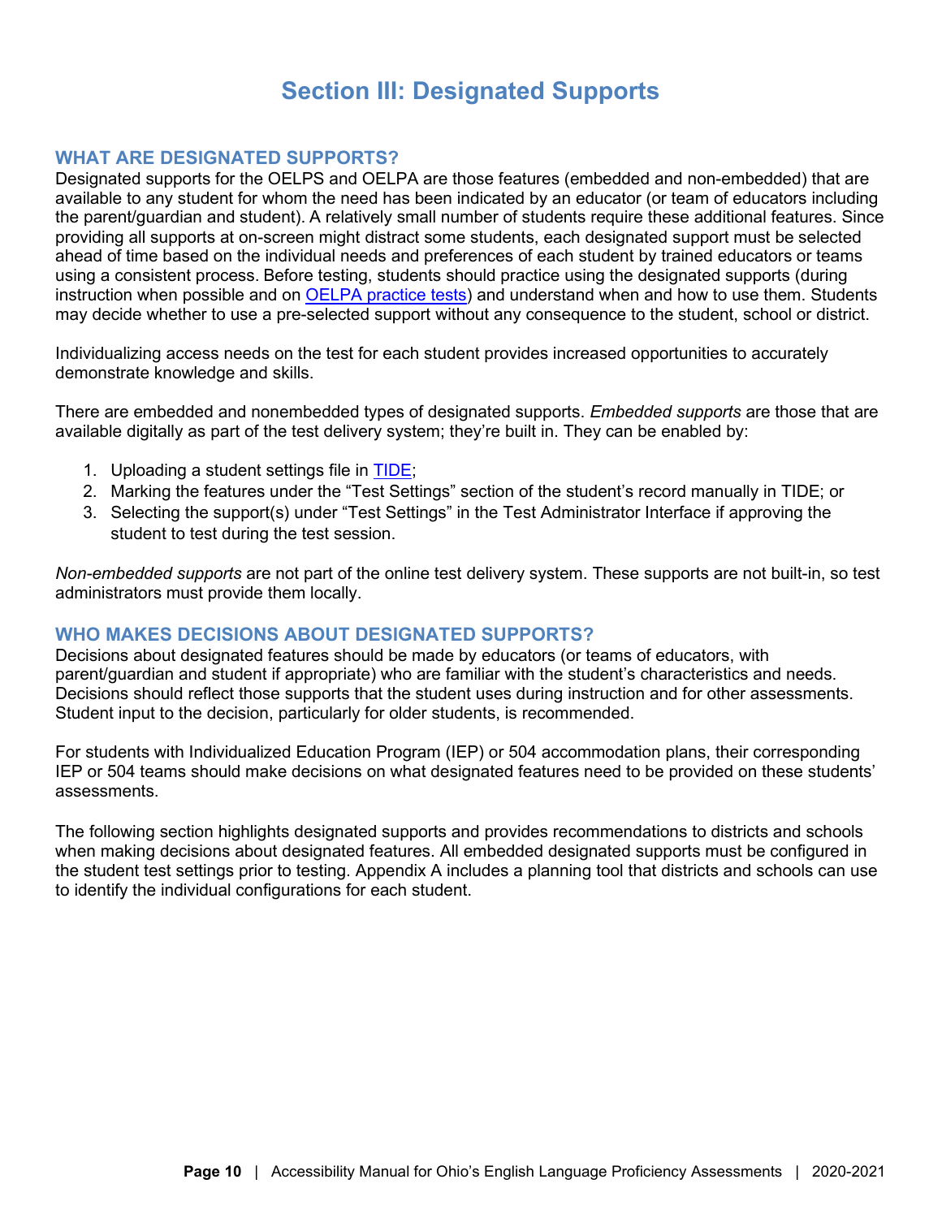# Section III: Designated Supports

## WHAT ARE DESIGNATED SUPPORTS?

Designated supports for the OELPS and OELPA are those features (embedded and non-embedded) that are available to any student for whom the need has been indicated by an educator (or team of educators including the parent/guardian and student). A relatively small number of students require these additional features. Since providing all supports at on-screen might distract some students, each designated support must be selected ahead of time based on the individual needs and preferences of each student by trained educators or teams using a consistent process. Before testing, students should practice using the designated supports (during instruction when possible and on OELPA practice tests) and understand when and how to use them. Students may decide whether to use a pre-selected support without any consequence to the student, school or district.

Individualizing access needs on the test for each student provides increased opportunities to accurately demonstrate knowledge and skills.

There are embedded and nonembedded types of designated supports. *Embedded supports* are those that are available digitally as part of the test delivery system; they're built in. They can be enabled by:

1. Uploading a student settings file in TIDE;
2. Marking the features under the "Test Settings" section of the student's record manually in TIDE; or
3. Selecting the support(s) under "Test Settings" in the Test Administrator Interface if approving the student to test during the test session.

*Non-embedded supports* are not part of the online test delivery system. These supports are not built-in, so test administrators must provide them locally.

## WHO MAKES DECISIONS ABOUT DESIGNATED SUPPORTS?

Decisions about designated features should be made by educators (or teams of educators, with parent/guardian and student if appropriate) who are familiar with the student's characteristics and needs. Decisions should reflect those supports that the student uses during instruction and for other assessments. Student input to the decision, particularly for older students, is recommended.

For students with Individualized Education Program (IEP) or 504 accommodation plans, their corresponding IEP or 504 teams should make decisions on what designated features need to be provided on these students' assessments.

The following section highlights designated supports and provides recommendations to districts and schools when making decisions about designated features. All embedded designated supports must be configured in the student test settings prior to testing. Appendix A includes a planning tool that districts and schools can use to identify the individual configurations for each student.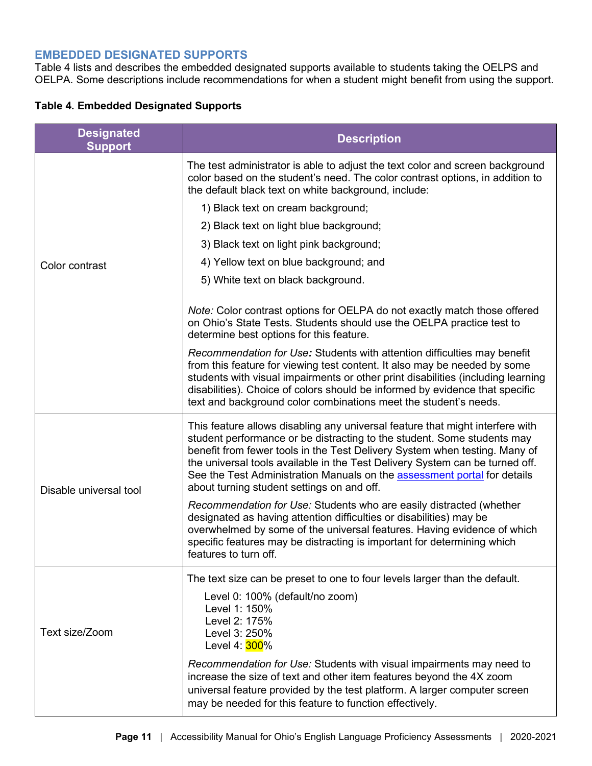## EMBEDDED DESIGNATED SUPPORTS

Table 4 lists and describes the embedded designated supports available to students taking the OELPS and OELPA. Some descriptions include recommendations for when a student might benefit from using the support.

**Table 4. Embedded Designated Supports**

| Designated Support | Description |
|---|---|
| Color contrast | The test administrator is able to adjust the text color and screen background color based on the student's need. The color contrast options, in addition to the default black text on white background, include:<br>1) Black text on cream background;<br>2) Black text on light blue background;<br>3) Black text on light pink background;<br>4) Yellow text on blue background; and<br>5) White text on black background.<br><br>*Note:* Color contrast options for OELPA do not exactly match those offered on Ohio's State Tests. Students should use the OELPA practice test to determine best options for this feature.<br><br>*Recommendation for Use:* Students with attention difficulties may benefit from this feature for viewing test content. It also may be needed by some students with visual impairments or other print disabilities (including learning disabilities). Choice of colors should be informed by evidence that specific text and background color combinations meet the student's needs. |
| Disable universal tool | This feature allows disabling any universal feature that might interfere with student performance or be distracting to the student. Some students may benefit from fewer tools in the Test Delivery System when testing. Many of the universal tools available in the Test Delivery System can be turned off. See the Test Administration Manuals on the [assessment portal] for details about turning student settings on and off.<br><br>*Recommendation for Use:* Students who are easily distracted (whether designated as having attention difficulties or disabilities) may be overwhelmed by some of the universal features. Having evidence of which specific features may be distracting is important for determining which features to turn off. |
| Text size/Zoom | The text size can be preset to one to four levels larger than the default.<br>Level 0: 100% (default/no zoom)<br>Level 1: 150%<br>Level 2: 175%<br>Level 3: 250%<br>Level 4: 300%<br><br>*Recommendation for Use:* Students with visual impairments may need to increase the size of text and other item features beyond the 4X zoom universal feature provided by the test platform. A larger computer screen may be needed for this feature to function effectively. |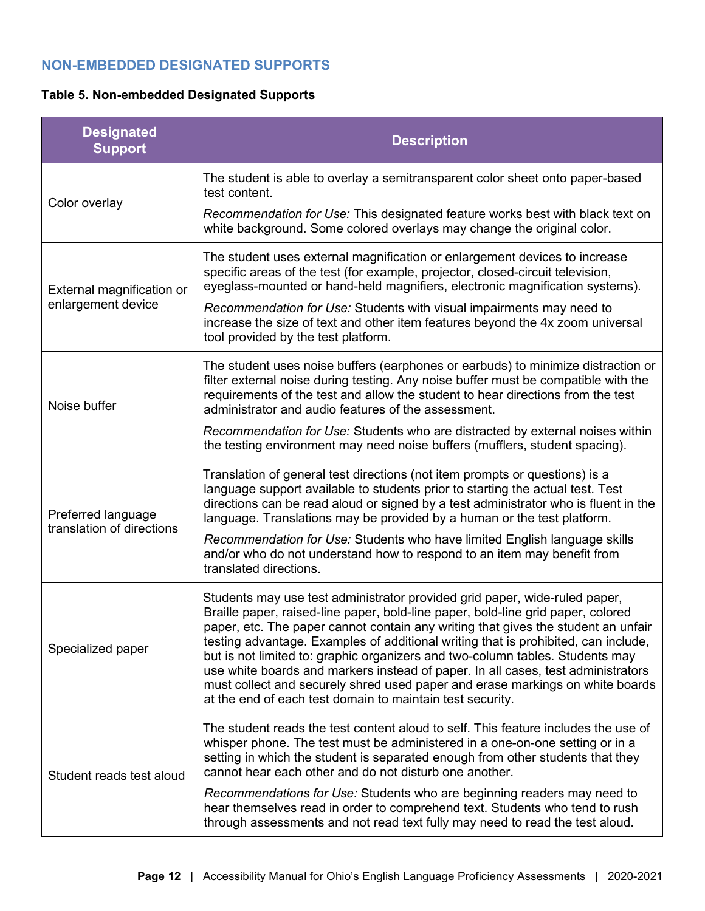## NON-EMBEDDED DESIGNATED SUPPORTS

**Table 5. Non-embedded Designated Supports**

| Designated Support | Description |
|---|---|
| Color overlay | The student is able to overlay a semitransparent color sheet onto paper-based test content.<br><br>*Recommendation for Use:* This designated feature works best with black text on white background. Some colored overlays may change the original color. |
| External magnification or enlargement device | The student uses external magnification or enlargement devices to increase specific areas of the test (for example, projector, closed-circuit television, eyeglass-mounted or hand-held magnifiers, electronic magnification systems).<br><br>*Recommendation for Use:* Students with visual impairments may need to increase the size of text and other item features beyond the 4x zoom universal tool provided by the test platform. |
| Noise buffer | The student uses noise buffers (earphones or earbuds) to minimize distraction or filter external noise during testing. Any noise buffer must be compatible with the requirements of the test and allow the student to hear directions from the test administrator and audio features of the assessment.<br><br>*Recommendation for Use:* Students who are distracted by external noises within the testing environment may need noise buffers (mufflers, student spacing). |
| Preferred language translation of directions | Translation of general test directions (not item prompts or questions) is a language support available to students prior to starting the actual test. Test directions can be read aloud or signed by a test administrator who is fluent in the language. Translations may be provided by a human or the test platform.<br><br>*Recommendation for Use:* Students who have limited English language skills and/or who do not understand how to respond to an item may benefit from translated directions. |
| Specialized paper | Students may use test administrator provided grid paper, wide-ruled paper, Braille paper, raised-line paper, bold-line paper, bold-line grid paper, colored paper, etc. The paper cannot contain any writing that gives the student an unfair testing advantage. Examples of additional writing that is prohibited, can include, but is not limited to: graphic organizers and two-column tables. Students may use white boards and markers instead of paper. In all cases, test administrators must collect and securely shred used paper and erase markings on white boards at the end of each test domain to maintain test security. |
| Student reads test aloud | The student reads the test content aloud to self. This feature includes the use of whisper phone. The test must be administered in a one-on-one setting or in a setting in which the student is separated enough from other students that they cannot hear each other and do not disturb one another.<br><br>*Recommendations for Use:* Students who are beginning readers may need to hear themselves read in order to comprehend text. Students who tend to rush through assessments and not read text fully may need to read the test aloud. |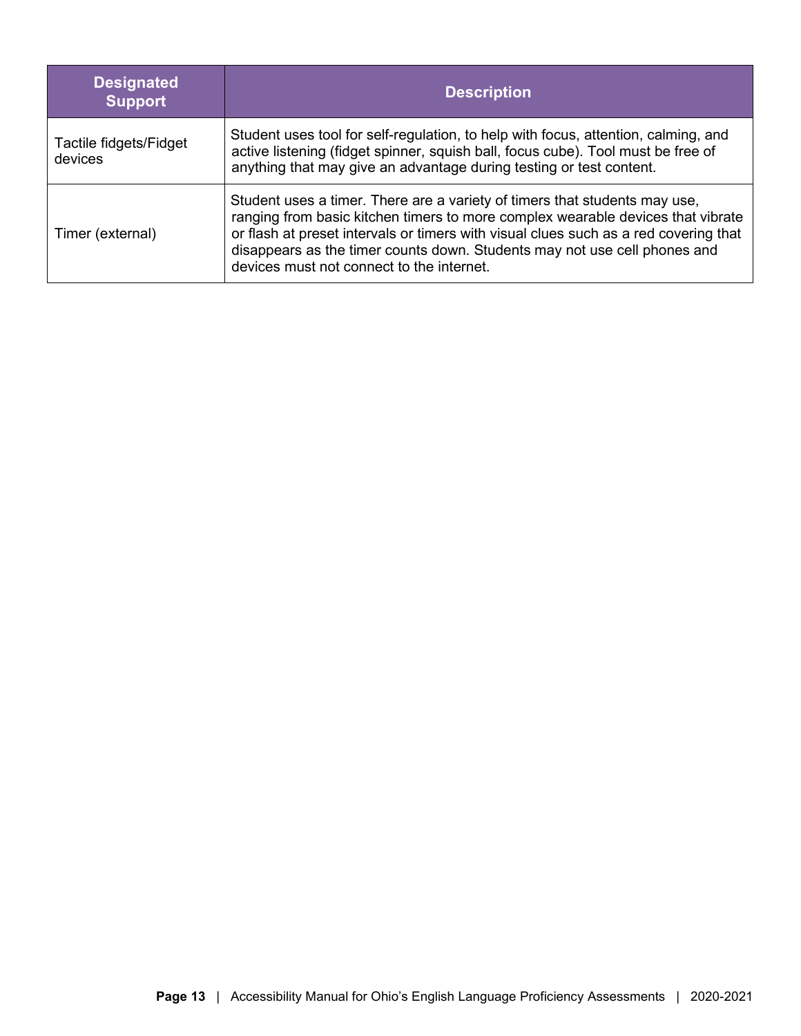| Designated Support | Description |
|---|---|
| Tactile fidgets/Fidget devices | Student uses tool for self-regulation, to help with focus, attention, calming, and active listening (fidget spinner, squish ball, focus cube). Tool must be free of anything that may give an advantage during testing or test content. |
| Timer (external) | Student uses a timer. There are a variety of timers that students may use, ranging from basic kitchen timers to more complex wearable devices that vibrate or flash at preset intervals or timers with visual clues such as a red covering that disappears as the timer counts down. Students may not use cell phones and devices must not connect to the internet. |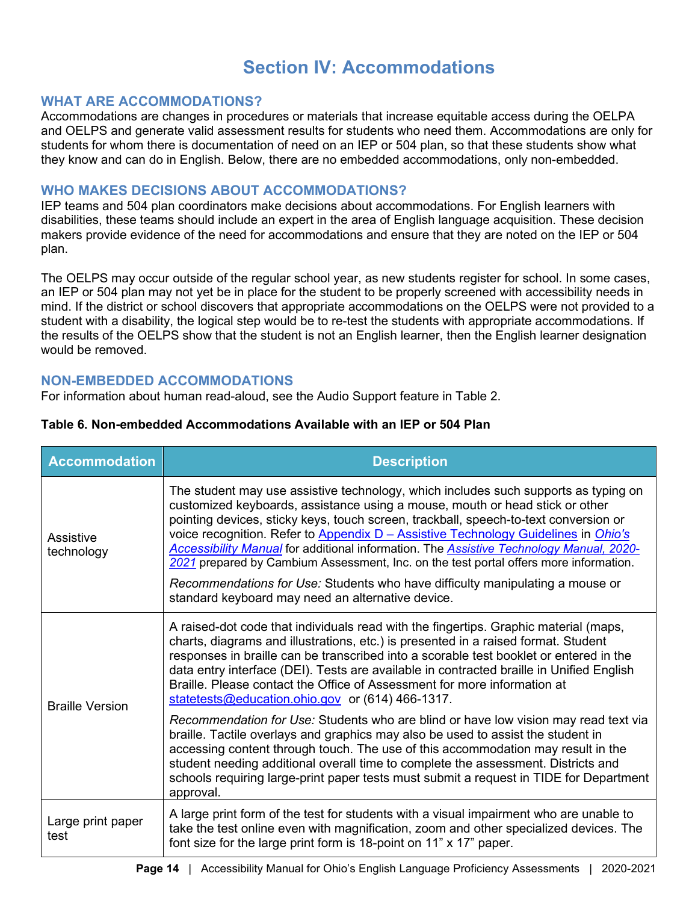# Section IV: Accommodations

## WHAT ARE ACCOMMODATIONS?

Accommodations are changes in procedures or materials that increase equitable access during the OELPA and OELPS and generate valid assessment results for students who need them. Accommodations are only for students for whom there is documentation of need on an IEP or 504 plan, so that these students show what they know and can do in English. Below, there are no embedded accommodations, only non-embedded.

## WHO MAKES DECISIONS ABOUT ACCOMMODATIONS?

IEP teams and 504 plan coordinators make decisions about accommodations. For English learners with disabilities, these teams should include an expert in the area of English language acquisition. These decision makers provide evidence of the need for accommodations and ensure that they are noted on the IEP or 504 plan.

The OELPS may occur outside of the regular school year, as new students register for school. In some cases, an IEP or 504 plan may not yet be in place for the student to be properly screened with accessibility needs in mind. If the district or school discovers that appropriate accommodations on the OELPS were not provided to a student with a disability, the logical step would be to re-test the students with appropriate accommodations. If the results of the OELPS show that the student is not an English learner, then the English learner designation would be removed.

## NON-EMBEDDED ACCOMMODATIONS

For information about human read-aloud, see the Audio Support feature in Table 2.

**Table 6. Non-embedded Accommodations Available with an IEP or 504 Plan**

| Accommodation | Description |
| --- | --- |
| Assistive technology | The student may use assistive technology, which includes such supports as typing on customized keyboards, assistance using a mouse, mouth or head stick or other pointing devices, sticky keys, touch screen, trackball, speech-to-text conversion or voice recognition. Refer to Appendix D – Assistive Technology Guidelines in *Ohio's Accessibility Manual* for additional information. The *Assistive Technology Manual, 2020-2021* prepared by Cambium Assessment, Inc. on the test portal offers more information.<br><br>*Recommendations for Use:* Students who have difficulty manipulating a mouse or standard keyboard may need an alternative device. |
| Braille Version | A raised-dot code that individuals read with the fingertips. Graphic material (maps, charts, diagrams and illustrations, etc.) is presented in a raised format. Student responses in braille can be transcribed into a scorable test booklet or entered in the data entry interface (DEI). Tests are available in contracted braille in Unified English Braille. Please contact the Office of Assessment for more information at statetests@education.ohio.gov or (614) 466-1317.<br><br>*Recommendation for Use:* Students who are blind or have low vision may read text via braille. Tactile overlays and graphics may also be used to assist the student in accessing content through touch. The use of this accommodation may result in the student needing additional overall time to complete the assessment. Districts and schools requiring large-print paper tests must submit a request in TIDE for Department approval. |
| Large print paper test | A large print form of the test for students with a visual impairment who are unable to take the test online even with magnification, zoom and other specialized devices. The font size for the large print form is 18-point on 11" x 17" paper. |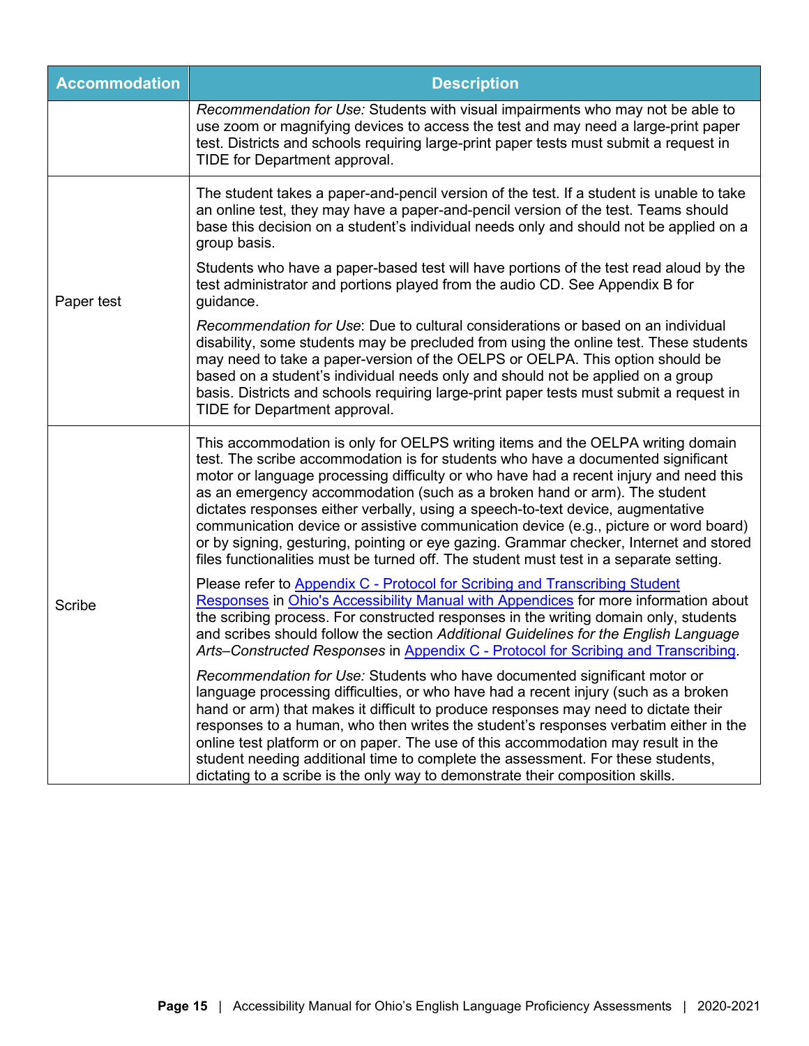| Accommodation | Description |
| --- | --- |
| | *Recommendation for Use:* Students with visual impairments who may not be able to use zoom or magnifying devices to access the test and may need a large-print paper test. Districts and schools requiring large-print paper tests must submit a request in TIDE for Department approval. |
| Paper test | The student takes a paper-and-pencil version of the test. If a student is unable to take an online test, they may have a paper-and-pencil version of the test. Teams should base this decision on a student's individual needs only and should not be applied on a group basis.<br><br>Students who have a paper-based test will have portions of the test read aloud by the test administrator and portions played from the audio CD. See Appendix B for guidance.<br><br>*Recommendation for Use*: Due to cultural considerations or based on an individual disability, some students may be precluded from using the online test. These students may need to take a paper-version of the OELPS or OELPA. This option should be based on a student's individual needs only and should not be applied on a group basis. Districts and schools requiring large-print paper tests must submit a request in TIDE for Department approval. |
| Scribe | This accommodation is only for OELPS writing items and the OELPA writing domain test. The scribe accommodation is for students who have a documented significant motor or language processing difficulty or who have had a recent injury and need this as an emergency accommodation (such as a broken hand or arm). The student dictates responses either verbally, using a speech-to-text device, augmentative communication device or assistive communication device (e.g., picture or word board) or by signing, gesturing, pointing or eye gazing. Grammar checker, Internet and stored files functionalities must be turned off. The student must test in a separate setting.<br><br>Please refer to Appendix C - Protocol for Scribing and Transcribing Student Responses in Ohio's Accessibility Manual with Appendices for more information about the scribing process. For constructed responses in the writing domain only, students and scribes should follow the section *Additional Guidelines for the English Language Arts–Constructed Responses* in Appendix C - Protocol for Scribing and Transcribing.<br><br>*Recommendation for Use:* Students who have documented significant motor or language processing difficulties, or who have had a recent injury (such as a broken hand or arm) that makes it difficult to produce responses may need to dictate their responses to a human, who then writes the student's responses verbatim either in the online test platform or on paper. The use of this accommodation may result in the student needing additional time to complete the assessment. For these students, dictating to a scribe is the only way to demonstrate their composition skills. |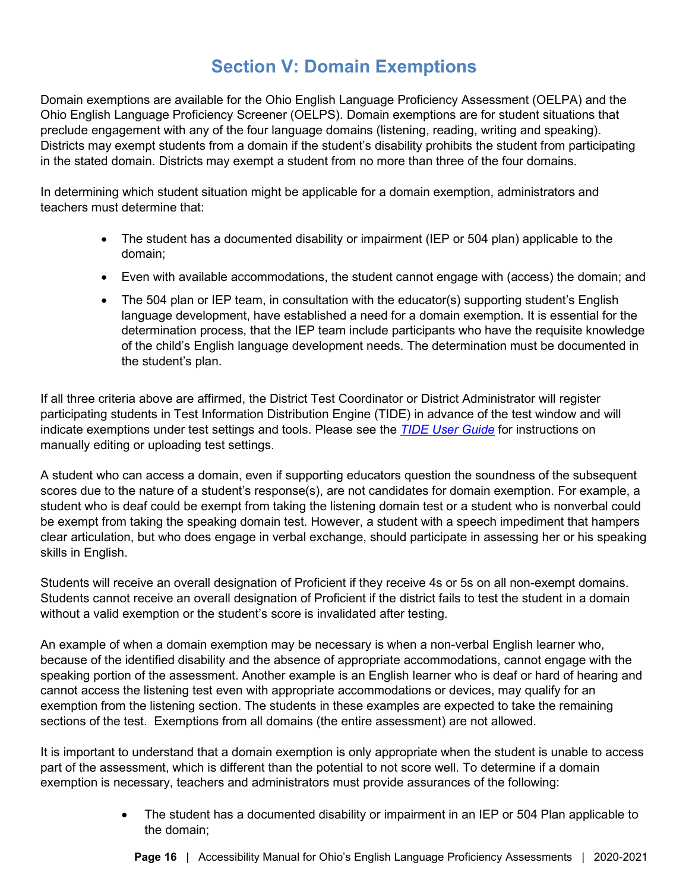# Section V: Domain Exemptions

Domain exemptions are available for the Ohio English Language Proficiency Assessment (OELPA) and the Ohio English Language Proficiency Screener (OELPS). Domain exemptions are for student situations that preclude engagement with any of the four language domains (listening, reading, writing and speaking). Districts may exempt students from a domain if the student's disability prohibits the student from participating in the stated domain. Districts may exempt a student from no more than three of the four domains.

In determining which student situation might be applicable for a domain exemption, administrators and teachers must determine that:

- The student has a documented disability or impairment (IEP or 504 plan) applicable to the domain;
- Even with available accommodations, the student cannot engage with (access) the domain; and
- The 504 plan or IEP team, in consultation with the educator(s) supporting student's English language development, have established a need for a domain exemption. It is essential for the determination process, that the IEP team include participants who have the requisite knowledge of the child's English language development needs. The determination must be documented in the student's plan.

If all three criteria above are affirmed, the District Test Coordinator or District Administrator will register participating students in Test Information Distribution Engine (TIDE) in advance of the test window and will indicate exemptions under test settings and tools. Please see the *TIDE User Guide* for instructions on manually editing or uploading test settings.

A student who can access a domain, even if supporting educators question the soundness of the subsequent scores due to the nature of a student's response(s), are not candidates for domain exemption. For example, a student who is deaf could be exempt from taking the listening domain test or a student who is nonverbal could be exempt from taking the speaking domain test. However, a student with a speech impediment that hampers clear articulation, but who does engage in verbal exchange, should participate in assessing her or his speaking skills in English.

Students will receive an overall designation of Proficient if they receive 4s or 5s on all non-exempt domains. Students cannot receive an overall designation of Proficient if the district fails to test the student in a domain without a valid exemption or the student's score is invalidated after testing.

An example of when a domain exemption may be necessary is when a non-verbal English learner who, because of the identified disability and the absence of appropriate accommodations, cannot engage with the speaking portion of the assessment. Another example is an English learner who is deaf or hard of hearing and cannot access the listening test even with appropriate accommodations or devices, may qualify for an exemption from the listening section. The students in these examples are expected to take the remaining sections of the test. Exemptions from all domains (the entire assessment) are not allowed.

It is important to understand that a domain exemption is only appropriate when the student is unable to access part of the assessment, which is different than the potential to not score well. To determine if a domain exemption is necessary, teachers and administrators must provide assurances of the following:

- The student has a documented disability or impairment in an IEP or 504 Plan applicable to the domain;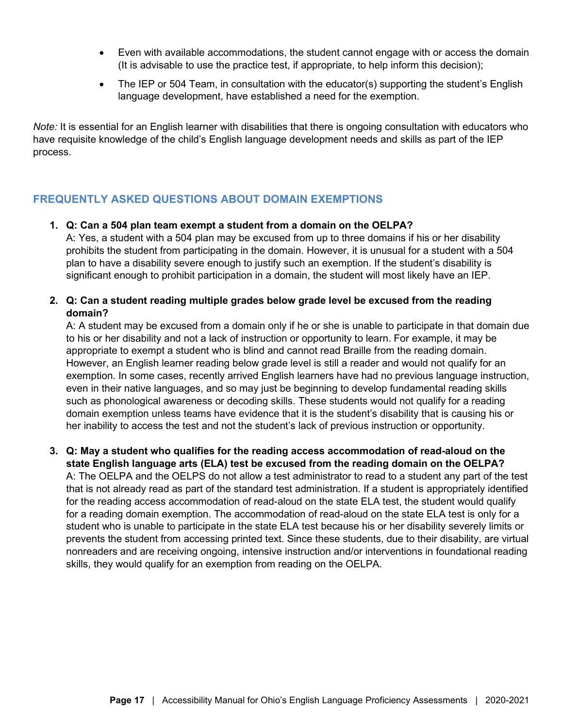- Even with available accommodations, the student cannot engage with or access the domain (It is advisable to use the practice test, if appropriate, to help inform this decision);
- The IEP or 504 Team, in consultation with the educator(s) supporting the student's English language development, have established a need for the exemption.

*Note:* It is essential for an English learner with disabilities that there is ongoing consultation with educators who have requisite knowledge of the child's English language development needs and skills as part of the IEP process.

## FREQUENTLY ASKED QUESTIONS ABOUT DOMAIN EXEMPTIONS

1. **Q: Can a 504 plan team exempt a student from a domain on the OELPA?**
   A: Yes, a student with a 504 plan may be excused from up to three domains if his or her disability prohibits the student from participating in the domain. However, it is unusual for a student with a 504 plan to have a disability severe enough to justify such an exemption. If the student's disability is significant enough to prohibit participation in a domain, the student will most likely have an IEP.

2. **Q: Can a student reading multiple grades below grade level be excused from the reading domain?**
   A: A student may be excused from a domain only if he or she is unable to participate in that domain due to his or her disability and not a lack of instruction or opportunity to learn. For example, it may be appropriate to exempt a student who is blind and cannot read Braille from the reading domain. However, an English learner reading below grade level is still a reader and would not qualify for an exemption. In some cases, recently arrived English learners have had no previous language instruction, even in their native languages, and so may just be beginning to develop fundamental reading skills such as phonological awareness or decoding skills. These students would not qualify for a reading domain exemption unless teams have evidence that it is the student's disability that is causing his or her inability to access the test and not the student's lack of previous instruction or opportunity.

3. **Q: May a student who qualifies for the reading access accommodation of read-aloud on the state English language arts (ELA) test be excused from the reading domain on the OELPA?**
   A: The OELPA and the OELPS do not allow a test administrator to read to a student any part of the test that is not already read as part of the standard test administration. If a student is appropriately identified for the reading access accommodation of read-aloud on the state ELA test, the student would qualify for a reading domain exemption. The accommodation of read-aloud on the state ELA test is only for a student who is unable to participate in the state ELA test because his or her disability severely limits or prevents the student from accessing printed text. Since these students, due to their disability, are virtual nonreaders and are receiving ongoing, intensive instruction and/or interventions in foundational reading skills, they would qualify for an exemption from reading on the OELPA.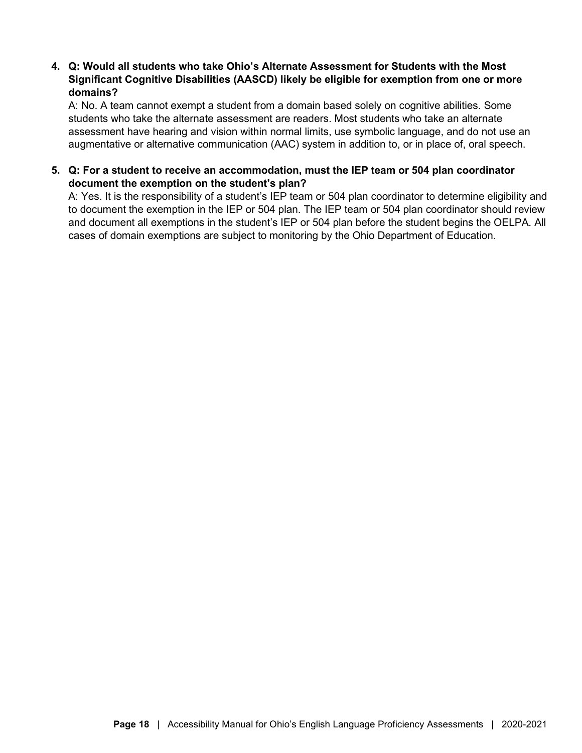4. **Q: Would all students who take Ohio's Alternate Assessment for Students with the Most Significant Cognitive Disabilities (AASCD) likely be eligible for exemption from one or more domains?**
   A: No. A team cannot exempt a student from a domain based solely on cognitive abilities. Some students who take the alternate assessment are readers. Most students who take an alternate assessment have hearing and vision within normal limits, use symbolic language, and do not use an augmentative or alternative communication (AAC) system in addition to, or in place of, oral speech.

5. **Q: For a student to receive an accommodation, must the IEP team or 504 plan coordinator document the exemption on the student's plan?**
   A: Yes. It is the responsibility of a student's IEP team or 504 plan coordinator to determine eligibility and to document the exemption in the IEP or 504 plan. The IEP team or 504 plan coordinator should review and document all exemptions in the student's IEP or 504 plan before the student begins the OELPA. All cases of domain exemptions are subject to monitoring by the Ohio Department of Education.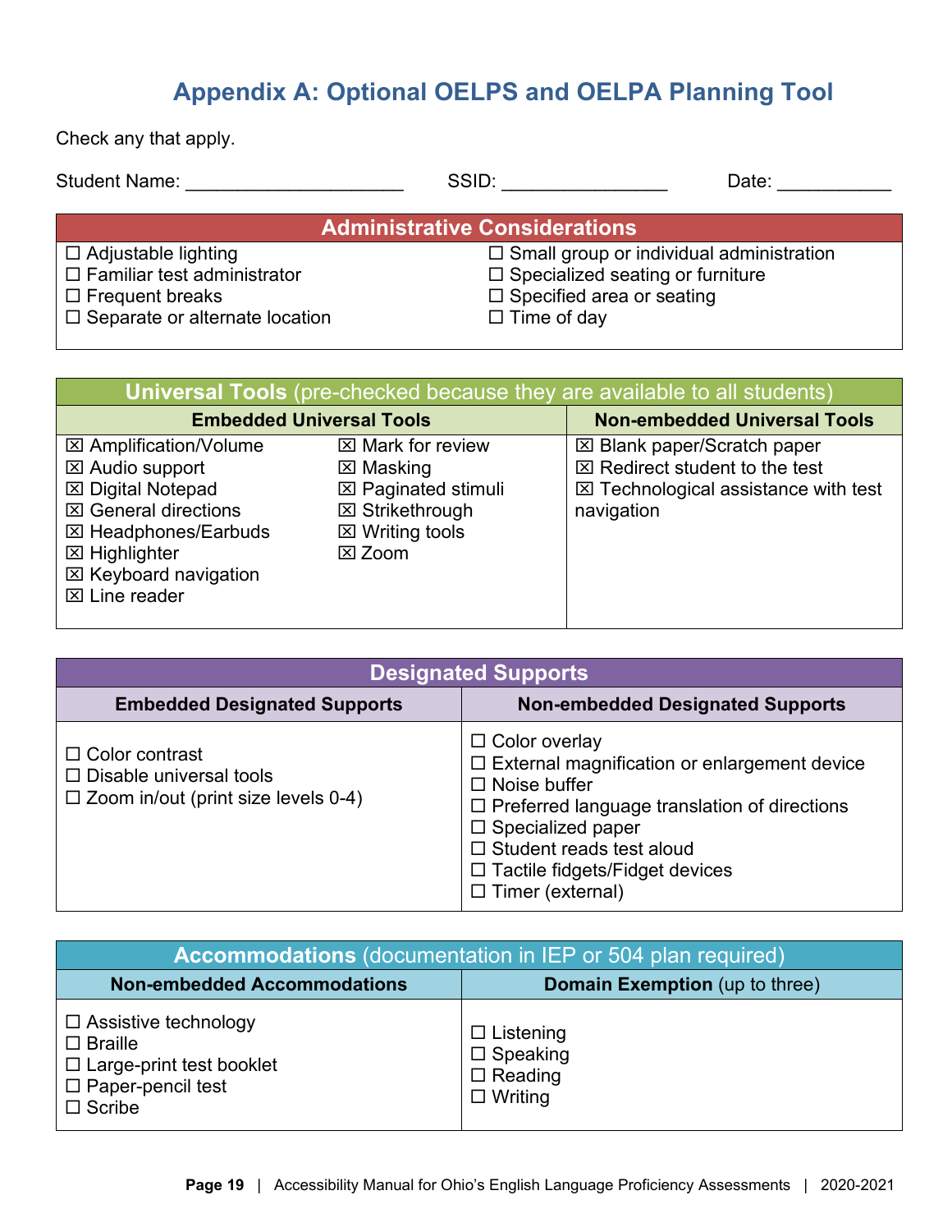# Appendix A: Optional OELPS and OELPA Planning Tool

Check any that apply.

Student Name: ____________________ SSID: ________________ Date: ___________

| Administrative Considerations | |
|---|---|
| ☐ Adjustable lighting | ☐ Small group or individual administration |
| ☐ Familiar test administrator | ☐ Specialized seating or furniture |
| ☐ Frequent breaks | ☐ Specified area or seating |
| ☐ Separate or alternate location | ☐ Time of day |

| **Universal Tools** (pre-checked because they are available to all students) | | |
|---|---|---|
| **Embedded Universal Tools** | | **Non-embedded Universal Tools** |
| ☒ Amplification/Volume | ☒ Mark for review | ☒ Blank paper/Scratch paper |
| ☒ Audio support | ☒ Masking | ☒ Redirect student to the test |
| ☒ Digital Notepad | ☒ Paginated stimuli | ☒ Technological assistance with test navigation |
| ☒ General directions | ☒ Strikethrough | |
| ☒ Headphones/Earbuds | ☒ Writing tools | |
| ☒ Highlighter | ☒ Zoom | |
| ☒ Keyboard navigation | | |
| ☒ Line reader | | |

| **Designated Supports** | |
|---|---|
| **Embedded Designated Supports** | **Non-embedded Designated Supports** |
| ☐ Color contrast | ☐ Color overlay |
| ☐ Disable universal tools | ☐ External magnification or enlargement device |
| ☐ Zoom in/out (print size levels 0-4) | ☐ Noise buffer |
| | ☐ Preferred language translation of directions |
| | ☐ Specialized paper |
| | ☐ Student reads test aloud |
| | ☐ Tactile fidgets/Fidget devices |
| | ☐ Timer (external) |

| **Accommodations** (documentation in IEP or 504 plan required) | |
|---|---|
| **Non-embedded Accommodations** | **Domain Exemption** (up to three) |
| ☐ Assistive technology | ☐ Listening |
| ☐ Braille | ☐ Speaking |
| ☐ Large-print test booklet | ☐ Reading |
| ☐ Paper-pencil test | ☐ Writing |
| ☐ Scribe | |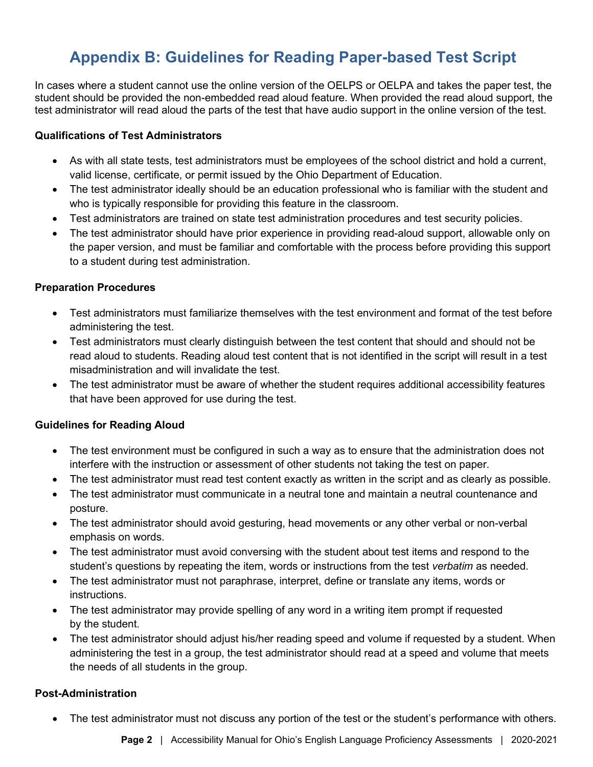# Appendix B: Guidelines for Reading Paper-based Test Script

In cases where a student cannot use the online version of the OELPS or OELPA and takes the paper test, the student should be provided the non-embedded read aloud feature. When provided the read aloud support, the test administrator will read aloud the parts of the test that have audio support in the online version of the test.

**Qualifications of Test Administrators**

- As with all state tests, test administrators must be employees of the school district and hold a current, valid license, certificate, or permit issued by the Ohio Department of Education.
- The test administrator ideally should be an education professional who is familiar with the student and who is typically responsible for providing this feature in the classroom.
- Test administrators are trained on state test administration procedures and test security policies.
- The test administrator should have prior experience in providing read-aloud support, allowable only on the paper version, and must be familiar and comfortable with the process before providing this support to a student during test administration.

**Preparation Procedures**

- Test administrators must familiarize themselves with the test environment and format of the test before administering the test.
- Test administrators must clearly distinguish between the test content that should and should not be read aloud to students. Reading aloud test content that is not identified in the script will result in a test misadministration and will invalidate the test.
- The test administrator must be aware of whether the student requires additional accessibility features that have been approved for use during the test.

**Guidelines for Reading Aloud**

- The test environment must be configured in such a way as to ensure that the administration does not interfere with the instruction or assessment of other students not taking the test on paper.
- The test administrator must read test content exactly as written in the script and as clearly as possible.
- The test administrator must communicate in a neutral tone and maintain a neutral countenance and posture.
- The test administrator should avoid gesturing, head movements or any other verbal or non-verbal emphasis on words.
- The test administrator must avoid conversing with the student about test items and respond to the student's questions by repeating the item, words or instructions from the test *verbatim* as needed.
- The test administrator must not paraphrase, interpret, define or translate any items, words or instructions.
- The test administrator may provide spelling of any word in a writing item prompt if requested by the student.
- The test administrator should adjust his/her reading speed and volume if requested by a student. When administering the test in a group, the test administrator should read at a speed and volume that meets the needs of all students in the group.

**Post-Administration**

- The test administrator must not discuss any portion of the test or the student's performance with others.